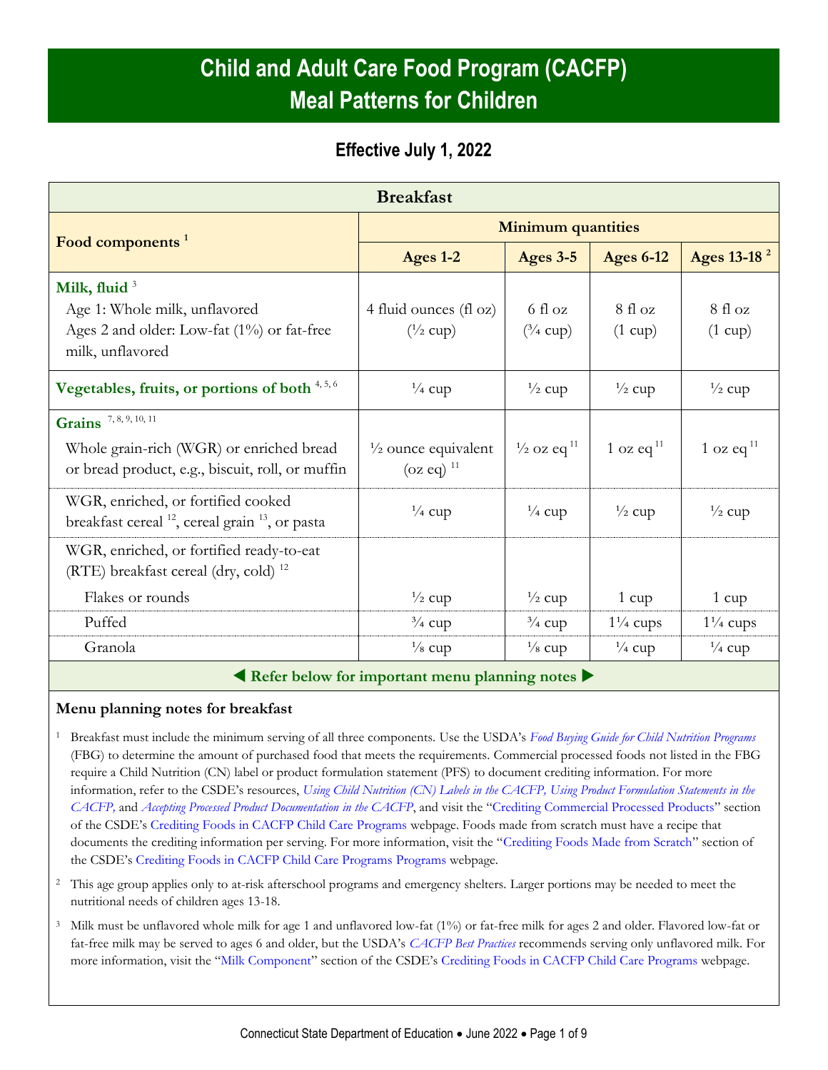# Child and Adult Care Food Program (CACFP) Meal Patterns for Children

## Effective July 1, 2022

| Breakfast | | | | |
|---|---|---|---|---|
| **Food components** [1] | **Minimum quantities** | | | |
| | **Ages 1-2** | **Ages 3-5** | **Ages 6-12** | **Ages 13-18** [2] |
| **Milk, fluid** [3] Age 1: Whole milk, unflavored; Ages 2 and older: Low-fat (1%) or fat-free milk, unflavored | 4 fluid ounces (fl oz) (½ cup) | 6 fl oz (¾ cup) | 8 fl oz (1 cup) | 8 fl oz (1 cup) |
| **Vegetables, fruits, or portions of both** [4, 5, 6] | ¼ cup | ½ cup | ½ cup | ½ cup |
| **Grains** [7, 8, 9, 10, 11] | | | | |
| Whole grain-rich (WGR) or enriched bread or bread product, e.g., biscuit, roll, or muffin | ½ ounce equivalent (oz eq) [11] | ½ oz eq [11] | 1 oz eq [11] | 1 oz eq [11] |
| WGR, enriched, or fortified cooked breakfast cereal [12], cereal grain [13], or pasta | ¼ cup | ¼ cup | ½ cup | ½ cup |
| WGR, enriched, or fortified ready-to-eat (RTE) breakfast cereal (dry, cold) [12] | | | | |
| Flakes or rounds | ½ cup | ½ cup | 1 cup | 1 cup |
| Puffed | ¾ cup | ¾ cup | 1¼ cups | 1¼ cups |
| Granola | ⅛ cup | ⅛ cup | ¼ cup | ¼ cup |

**◀ Refer below for important menu planning notes ▶**

### Menu planning notes for breakfast

[1] Breakfast must include the minimum serving of all three components. Use the USDA's *Food Buying Guide for Child Nutrition Programs* (FBG) to determine the amount of purchased food that meets the requirements. Commercial processed foods not listed in the FBG require a Child Nutrition (CN) label or product formulation statement (PFS) to document crediting information. For more information, refer to the CSDE's resources, *Using Child Nutrition (CN) Labels in the CACFP, Using Product Formulation Statements in the CACFP,* and *Accepting Processed Product Documentation in the CACFP*, and visit the "Crediting Commercial Processed Products" section of the CSDE's Crediting Foods in CACFP Child Care Programs webpage. Foods made from scratch must have a recipe that documents the crediting information per serving. For more information, visit the "Crediting Foods Made from Scratch" section of the CSDE's Crediting Foods in CACFP Child Care Programs Programs webpage.

[2] This age group applies only to at-risk afterschool programs and emergency shelters. Larger portions may be needed to meet the nutritional needs of children ages 13-18.

[3] Milk must be unflavored whole milk for age 1 and unflavored low-fat (1%) or fat-free milk for ages 2 and older. Flavored low-fat or fat-free milk may be served to ages 6 and older, but the USDA's *CACFP Best Practices* recommends serving only unflavored milk. For more information, visit the "Milk Component" section of the CSDE's Crediting Foods in CACFP Child Care Programs webpage.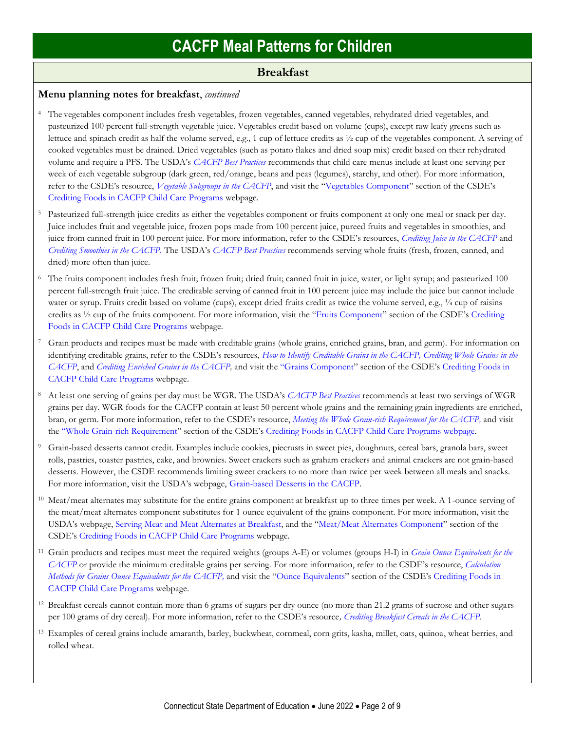# CACFP Meal Patterns for Children

## Breakfast

**Menu planning notes for breakfast**, *continued*

[4] The vegetables component includes fresh vegetables, frozen vegetables, canned vegetables, rehydrated dried vegetables, and pasteurized 100 percent full-strength vegetable juice. Vegetables credit based on volume (cups), except raw leafy greens such as lettuce and spinach credit as half the volume served, e.g., 1 cup of lettuce credits as ½ cup of the vegetables component. A serving of cooked vegetables must be drained. Dried vegetables (such as potato flakes and dried soup mix) credit based on their rehydrated volume and require a PFS. The USDA's *CACFP Best Practices* recommends that child care menus include at least one serving per week of each vegetable subgroup (dark green, red/orange, beans and peas (legumes), starchy, and other). For more information, refer to the CSDE's resource, *Vegetable Subgroups in the CACFP*, and visit the "Vegetables Component" section of the CSDE's Crediting Foods in CACFP Child Care Programs webpage.

[5] Pasteurized full-strength juice credits as either the vegetables component or fruits component at only one meal or snack per day. Juice includes fruit and vegetable juice, frozen pops made from 100 percent juice, pureed fruits and vegetables in smoothies, and juice from canned fruit in 100 percent juice. For more information, refer to the CSDE's resources, *Crediting Juice in the CACFP* and *Crediting Smoothies in the CACFP*. The USDA's *CACFP Best Practices* recommends serving whole fruits (fresh, frozen, canned, and dried) more often than juice.

[6] The fruits component includes fresh fruit; frozen fruit; dried fruit; canned fruit in juice, water, or light syrup; and pasteurized 100 percent full-strength fruit juice. The creditable serving of canned fruit in 100 percent juice may include the juice but cannot include water or syrup. Fruits credit based on volume (cups), except dried fruits credit as twice the volume served, e.g., ¼ cup of raisins credits as ½ cup of the fruits component. For more information, visit the "Fruits Component" section of the CSDE's Crediting Foods in CACFP Child Care Programs webpage.

[7] Grain products and recipes must be made with creditable grains (whole grains, enriched grains, bran, and germ). For information on identifying creditable grains, refer to the CSDE's resources, *How to Identify Creditable Grains in the CACFP, Crediting Whole Grains in the CACFP*, and *Crediting Enriched Grains in the CACFP,* and visit the "Grains Component" section of the CSDE's Crediting Foods in CACFP Child Care Programs webpage.

[8] At least one serving of grains per day must be WGR. The USDA's *CACFP Best Practices* recommends at least two servings of WGR grains per day. WGR foods for the CACFP contain at least 50 percent whole grains and the remaining grain ingredients are enriched, bran, or germ. For more information, refer to the CSDE's resource, *Meeting the Whole Grain-rich Requirement for the CACFP,* and visit the "Whole Grain-rich Requirement" section of the CSDE's Crediting Foods in CACFP Child Care Programs webpage.

[9] Grain-based desserts cannot credit. Examples include cookies, piecrusts in sweet pies, doughnuts, cereal bars, granola bars, sweet rolls, pastries, toaster pastries, cake, and brownies. Sweet crackers such as graham crackers and animal crackers are not grain-based desserts. However, the CSDE recommends limiting sweet crackers to no more than twice per week between all meals and snacks. For more information, visit the USDA's webpage, Grain-based Desserts in the CACFP.

[10] Meat/meat alternates may substitute for the entire grains component at breakfast up to three times per week. A 1-ounce serving of the meat/meat alternates component substitutes for 1 ounce equivalent of the grains component. For more information, visit the USDA's webpage, Serving Meat and Meat Alternates at Breakfast, and the "Meat/Meat Alternates Component" section of the CSDE's Crediting Foods in CACFP Child Care Programs webpage.

[11] Grain products and recipes must meet the required weights (groups A-E) or volumes (groups H-I) in *Grain Ounce Equivalents for the CACFP* or provide the minimum creditable grains per serving. For more information, refer to the CSDE's resource, *Calculation Methods for Grains Ounce Equivalents for the CACFP,* and visit the "Ounce Equivalents" section of the CSDE's Crediting Foods in CACFP Child Care Programs webpage.

[12] Breakfast cereals cannot contain more than 6 grams of sugars per dry ounce (no more than 21.2 grams of sucrose and other sugars per 100 grams of dry cereal). For more information, refer to the CSDE's resource*, Crediting Breakfast Cereals in the CACFP*.

[13] Examples of cereal grains include amaranth, barley, buckwheat, cornmeal, corn grits, kasha, millet, oats, quinoa, wheat berries, and rolled wheat.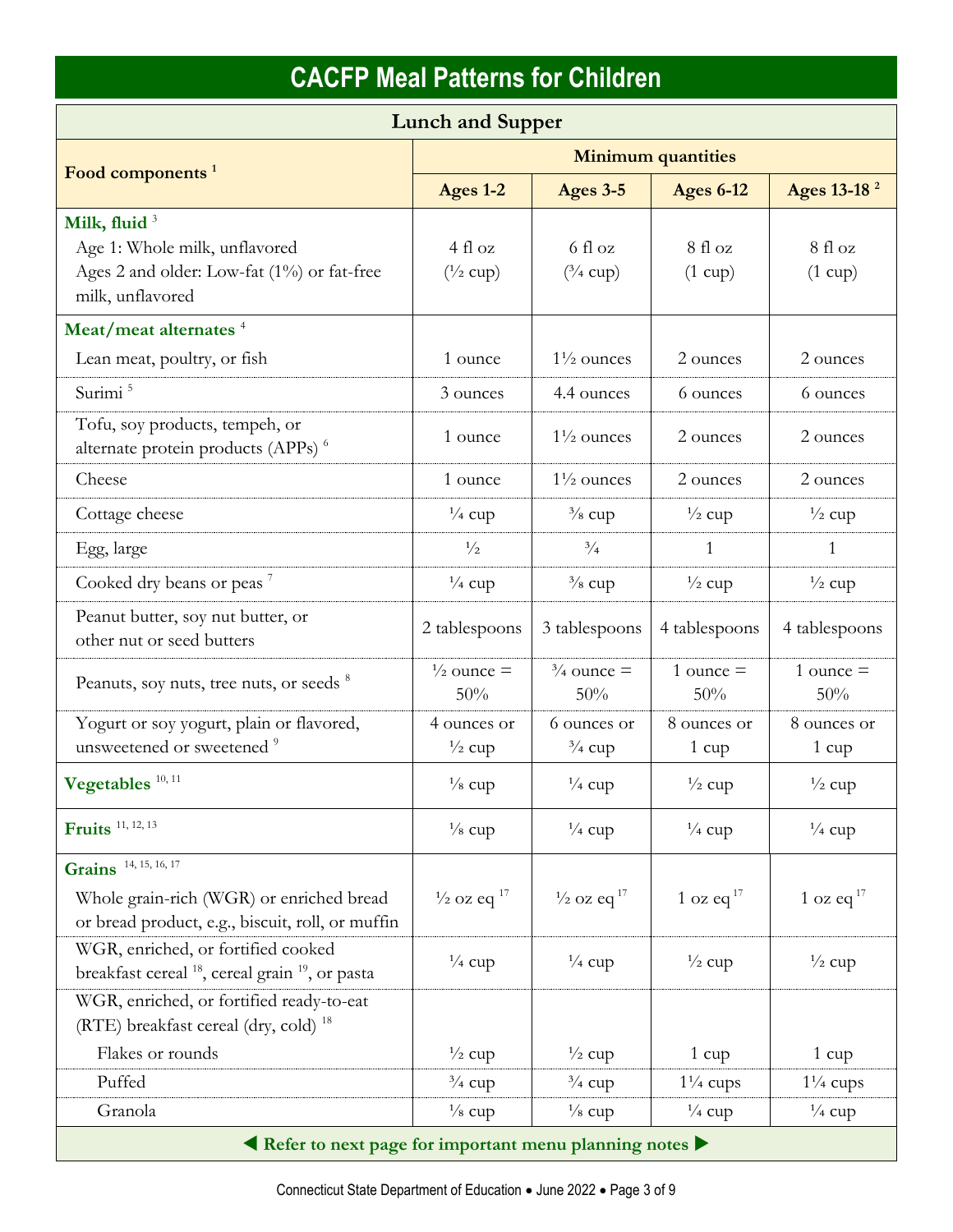# CACFP Meal Patterns for Children

## Lunch and Supper

| Food components [1] | Minimum quantities | | | |
|---|---|---|---|---|
| | Ages 1-2 | Ages 3-5 | Ages 6-12 | Ages 13-18 [2] |
| **Milk, fluid** [3]<br>Age 1: Whole milk, unflavored<br>Ages 2 and older: Low-fat (1%) or fat-free milk, unflavored | 4 fl oz (½ cup) | 6 fl oz (¾ cup) | 8 fl oz (1 cup) | 8 fl oz (1 cup) |
| **Meat/meat alternates** [4] | | | | |
| Lean meat, poultry, or fish | 1 ounce | 1½ ounces | 2 ounces | 2 ounces |
| Surimi [5] | 3 ounces | 4.4 ounces | 6 ounces | 6 ounces |
| Tofu, soy products, tempeh, or alternate protein products (APPs) [6] | 1 ounce | 1½ ounces | 2 ounces | 2 ounces |
| Cheese | 1 ounce | 1½ ounces | 2 ounces | 2 ounces |
| Cottage cheese | ¼ cup | ⅜ cup | ½ cup | ½ cup |
| Egg, large | ½ | ¾ | 1 | 1 |
| Cooked dry beans or peas [7] | ¼ cup | ⅜ cup | ½ cup | ½ cup |
| Peanut butter, soy nut butter, or other nut or seed butters | 2 tablespoons | 3 tablespoons | 4 tablespoons | 4 tablespoons |
| Peanuts, soy nuts, tree nuts, or seeds [8] | ½ ounce = 50% | ¾ ounce = 50% | 1 ounce = 50% | 1 ounce = 50% |
| Yogurt or soy yogurt, plain or flavored, unsweetened or sweetened [9] | 4 ounces or ½ cup | 6 ounces or ¾ cup | 8 ounces or 1 cup | 8 ounces or 1 cup |
| **Vegetables** [10, 11] | ⅛ cup | ¼ cup | ½ cup | ½ cup |
| **Fruits** [11, 12, 13] | ⅛ cup | ¼ cup | ¼ cup | ¼ cup |
| **Grains** [14, 15, 16, 17] | | | | |
| Whole grain-rich (WGR) or enriched bread or bread product, e.g., biscuit, roll, or muffin | ½ oz eq [17] | ½ oz eq [17] | 1 oz eq [17] | 1 oz eq [17] |
| WGR, enriched, or fortified cooked breakfast cereal [18], cereal grain [19], or pasta | ¼ cup | ¼ cup | ½ cup | ½ cup |
| WGR, enriched, or fortified ready-to-eat (RTE) breakfast cereal (dry, cold) [18] | | | | |
| Flakes or rounds | ½ cup | ½ cup | 1 cup | 1 cup |
| Puffed | ¾ cup | ¾ cup | 1¼ cups | 1¼ cups |
| Granola | ⅛ cup | ⅛ cup | ¼ cup | ¼ cup |

**◀ Refer to next page for important menu planning notes ▶**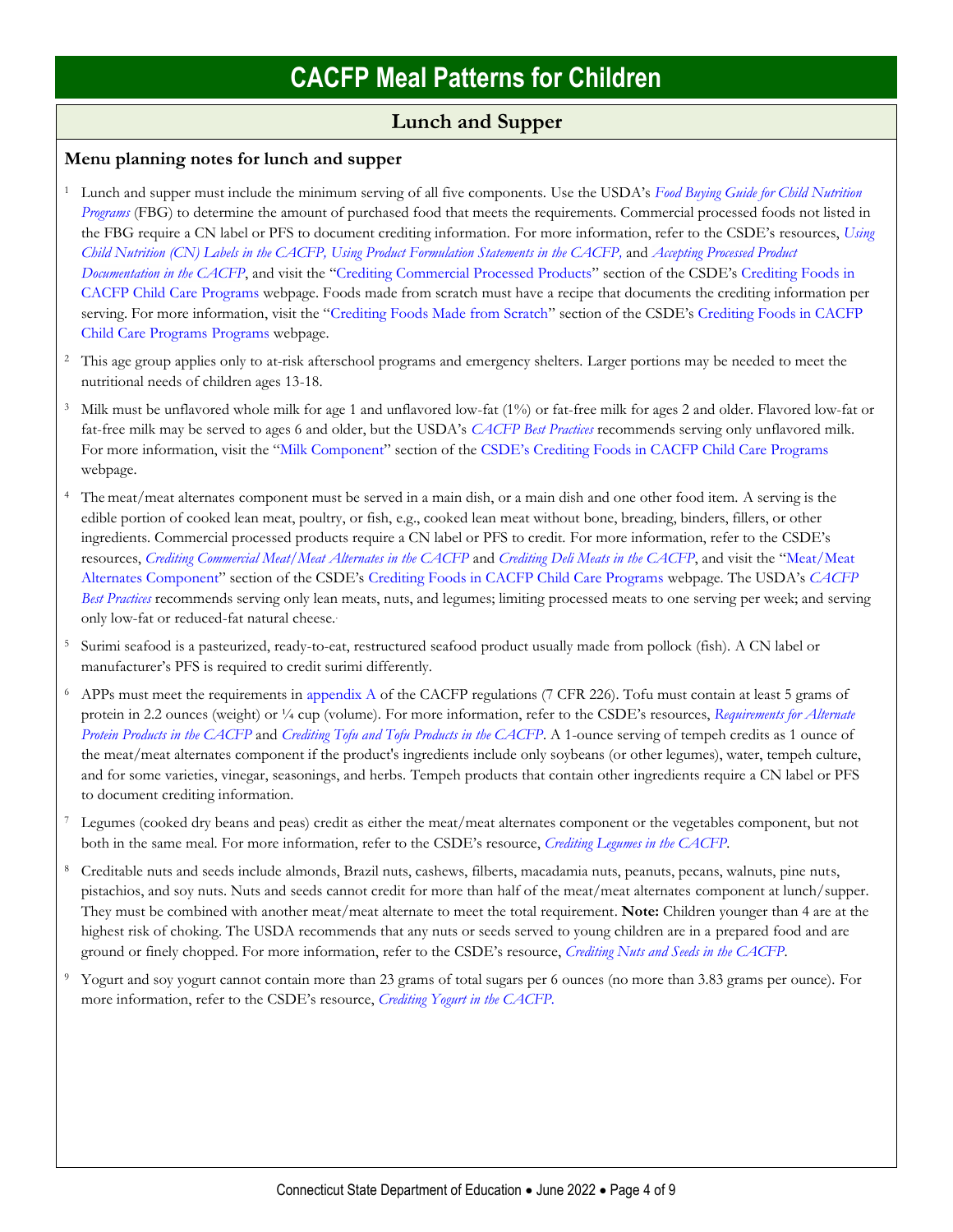# CACFP Meal Patterns for Children

## Lunch and Supper

### Menu planning notes for lunch and supper

[1] Lunch and supper must include the minimum serving of all five components. Use the USDA's *Food Buying Guide for Child Nutrition Programs* (FBG) to determine the amount of purchased food that meets the requirements. Commercial processed foods not listed in the FBG require a CN label or PFS to document crediting information. For more information, refer to the CSDE's resources, *Using Child Nutrition (CN) Labels in the CACFP, Using Product Formulation Statements in the CACFP,* and *Accepting Processed Product Documentation in the CACFP*, and visit the "Crediting Commercial Processed Products" section of the CSDE's Crediting Foods in CACFP Child Care Programs webpage. Foods made from scratch must have a recipe that documents the crediting information per serving. For more information, visit the "Crediting Foods Made from Scratch" section of the CSDE's Crediting Foods in CACFP Child Care Programs Programs webpage.

[2] This age group applies only to at-risk afterschool programs and emergency shelters. Larger portions may be needed to meet the nutritional needs of children ages 13-18.

[3] Milk must be unflavored whole milk for age 1 and unflavored low-fat (1%) or fat-free milk for ages 2 and older. Flavored low-fat or fat-free milk may be served to ages 6 and older, but the USDA's *CACFP Best Practices* recommends serving only unflavored milk. For more information, visit the "Milk Component" section of the CSDE's Crediting Foods in CACFP Child Care Programs webpage.

[4] The meat/meat alternates component must be served in a main dish, or a main dish and one other food item. A serving is the edible portion of cooked lean meat, poultry, or fish, e.g., cooked lean meat without bone, breading, binders, fillers, or other ingredients. Commercial processed products require a CN label or PFS to credit. For more information, refer to the CSDE's resources, *Crediting Commercial Meat/Meat Alternates in the CACFP* and *Crediting Deli Meats in the CACFP*, and visit the "Meat/Meat Alternates Component" section of the CSDE's Crediting Foods in CACFP Child Care Programs webpage. The USDA's *CACFP Best Practices* recommends serving only lean meats, nuts, and legumes; limiting processed meats to one serving per week; and serving only low-fat or reduced-fat natural cheese.

[5] Surimi seafood is a pasteurized, ready-to-eat, restructured seafood product usually made from pollock (fish). A CN label or manufacturer's PFS is required to credit surimi differently.

[6] APPs must meet the requirements in appendix A of the CACFP regulations (7 CFR 226). Tofu must contain at least 5 grams of protein in 2.2 ounces (weight) or ¼ cup (volume). For more information, refer to the CSDE's resources, *Requirements for Alternate Protein Products in the CACFP* and *Crediting Tofu and Tofu Products in the CACFP*. A 1-ounce serving of tempeh credits as 1 ounce of the meat/meat alternates component if the product's ingredients include only soybeans (or other legumes), water, tempeh culture, and for some varieties, vinegar, seasonings, and herbs. Tempeh products that contain other ingredients require a CN label or PFS to document crediting information.

[7] Legumes (cooked dry beans and peas) credit as either the meat/meat alternates component or the vegetables component, but not both in the same meal. For more information, refer to the CSDE's resource, *Crediting Legumes in the CACFP*.

[8] Creditable nuts and seeds include almonds, Brazil nuts, cashews, filberts, macadamia nuts, peanuts, pecans, walnuts, pine nuts, pistachios, and soy nuts. Nuts and seeds cannot credit for more than half of the meat/meat alternates component at lunch/supper. They must be combined with another meat/meat alternate to meet the total requirement. **Note:** Children younger than 4 are at the highest risk of choking. The USDA recommends that any nuts or seeds served to young children are in a prepared food and are ground or finely chopped. For more information, refer to the CSDE's resource, *Crediting Nuts and Seeds in the CACFP*.

[9] Yogurt and soy yogurt cannot contain more than 23 grams of total sugars per 6 ounces (no more than 3.83 grams per ounce). For more information, refer to the CSDE's resource, *Crediting Yogurt in the CACFP.*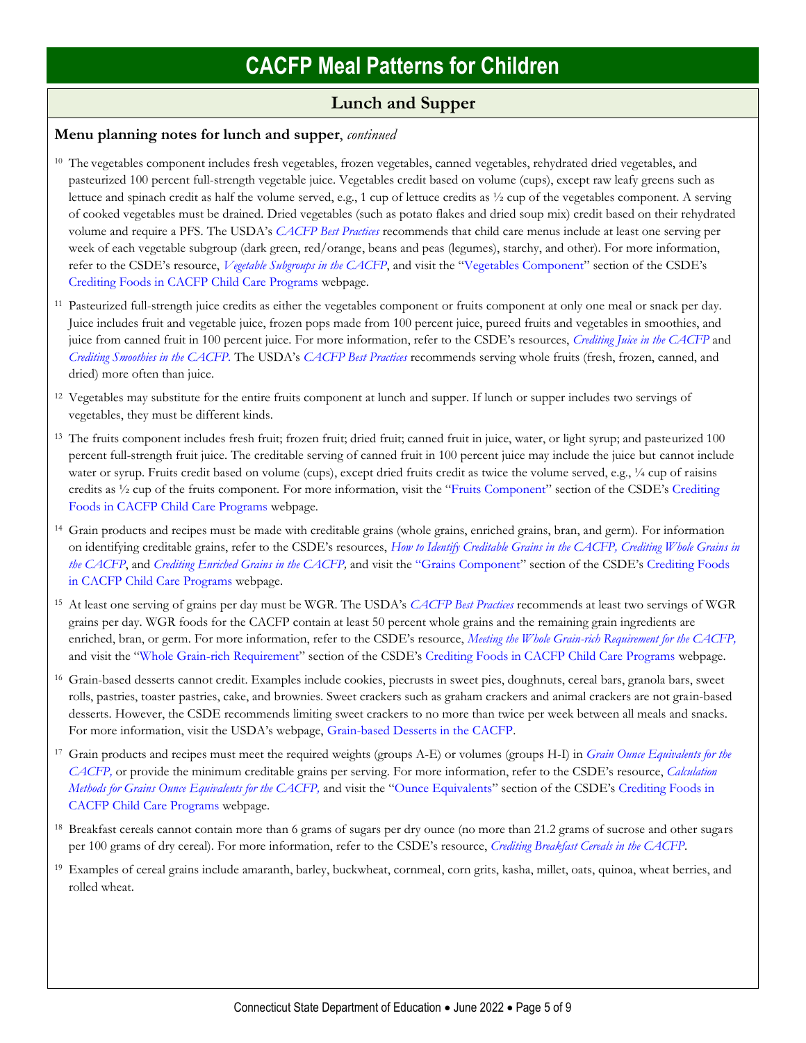# CACFP Meal Patterns for Children

## Lunch and Supper

**Menu planning notes for lunch and supper**, *continued*

[10] The vegetables component includes fresh vegetables, frozen vegetables, canned vegetables, rehydrated dried vegetables, and pasteurized 100 percent full-strength vegetable juice. Vegetables credit based on volume (cups), except raw leafy greens such as lettuce and spinach credit as half the volume served, e.g., 1 cup of lettuce credits as ½ cup of the vegetables component. A serving of cooked vegetables must be drained. Dried vegetables (such as potato flakes and dried soup mix) credit based on their rehydrated volume and require a PFS. The USDA's *CACFP Best Practices* recommends that child care menus include at least one serving per week of each vegetable subgroup (dark green, red/orange, beans and peas (legumes), starchy, and other). For more information, refer to the CSDE's resource, *Vegetable Subgroups in the CACFP*, and visit the "Vegetables Component" section of the CSDE's Crediting Foods in CACFP Child Care Programs webpage.

[11] Pasteurized full-strength juice credits as either the vegetables component or fruits component at only one meal or snack per day. Juice includes fruit and vegetable juice, frozen pops made from 100 percent juice, pureed fruits and vegetables in smoothies, and juice from canned fruit in 100 percent juice. For more information, refer to the CSDE's resources, *Crediting Juice in the CACFP* and *Crediting Smoothies in the CACFP.* The USDA's *CACFP Best Practices* recommends serving whole fruits (fresh, frozen, canned, and dried) more often than juice.

[12] Vegetables may substitute for the entire fruits component at lunch and supper. If lunch or supper includes two servings of vegetables, they must be different kinds.

[13] The fruits component includes fresh fruit; frozen fruit; dried fruit; canned fruit in juice, water, or light syrup; and pasteurized 100 percent full-strength fruit juice. The creditable serving of canned fruit in 100 percent juice may include the juice but cannot include water or syrup. Fruits credit based on volume (cups), except dried fruits credit as twice the volume served, e.g., ¼ cup of raisins credits as ½ cup of the fruits component. For more information, visit the "Fruits Component" section of the CSDE's Crediting Foods in CACFP Child Care Programs webpage.

[14] Grain products and recipes must be made with creditable grains (whole grains, enriched grains, bran, and germ). For information on identifying creditable grains, refer to the CSDE's resources, *How to Identify Creditable Grains in the CACFP, Crediting Whole Grains in the CACFP*, and *Crediting Enriched Grains in the CACFP,* and visit the "Grains Component" section of the CSDE's Crediting Foods in CACFP Child Care Programs webpage.

[15] At least one serving of grains per day must be WGR. The USDA's *CACFP Best Practices* recommends at least two servings of WGR grains per day. WGR foods for the CACFP contain at least 50 percent whole grains and the remaining grain ingredients are enriched, bran, or germ. For more information, refer to the CSDE's resource, *Meeting the Whole Grain-rich Requirement for the CACFP,* and visit the "Whole Grain-rich Requirement" section of the CSDE's Crediting Foods in CACFP Child Care Programs webpage.

[16] Grain-based desserts cannot credit. Examples include cookies, piecrusts in sweet pies, doughnuts, cereal bars, granola bars, sweet rolls, pastries, toaster pastries, cake, and brownies. Sweet crackers such as graham crackers and animal crackers are not grain-based desserts. However, the CSDE recommends limiting sweet crackers to no more than twice per week between all meals and snacks. For more information, visit the USDA's webpage, Grain-based Desserts in the CACFP.

[17] Grain products and recipes must meet the required weights (groups A-E) or volumes (groups H-I) in *Grain Ounce Equivalents for the CACFP,* or provide the minimum creditable grains per serving. For more information, refer to the CSDE's resource, *Calculation Methods for Grains Ounce Equivalents for the CACFP,* and visit the "Ounce Equivalents" section of the CSDE's Crediting Foods in CACFP Child Care Programs webpage.

[18] Breakfast cereals cannot contain more than 6 grams of sugars per dry ounce (no more than 21.2 grams of sucrose and other sugars per 100 grams of dry cereal). For more information, refer to the CSDE's resource, *Crediting Breakfast Cereals in the CACFP.*

[19] Examples of cereal grains include amaranth, barley, buckwheat, cornmeal, corn grits, kasha, millet, oats, quinoa, wheat berries, and rolled wheat.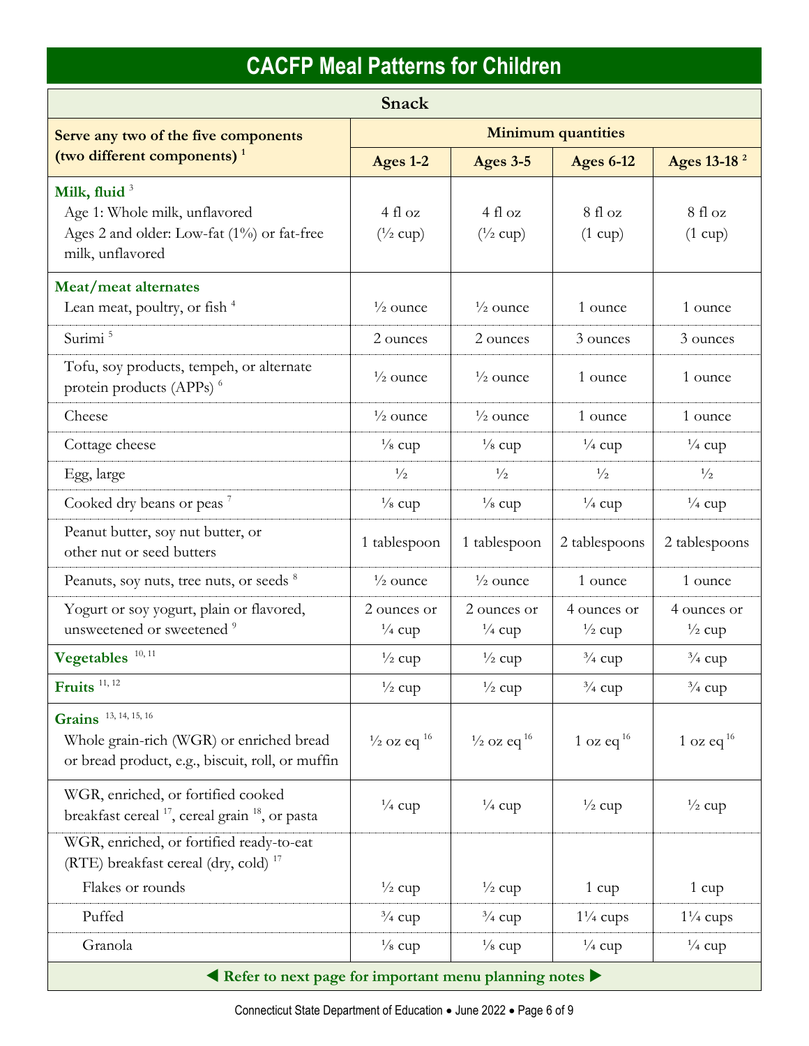# CACFP Meal Patterns for Children

| Snack | | | | |
|---|---|---|---|---|
| **Serve any two of the five components (two different components)** [1] | **Minimum quantities** | | | |
| | **Ages 1-2** | **Ages 3-5** | **Ages 6-12** | **Ages 13-18** [2] |
| **Milk, fluid** [3] Age 1: Whole milk, unflavored; Ages 2 and older: Low-fat (1%) or fat-free milk, unflavored | 4 fl oz (½ cup) | 4 fl oz (½ cup) | 8 fl oz (1 cup) | 8 fl oz (1 cup) |
| **Meat/meat alternates** | | | | |
| Lean meat, poultry, or fish [4] | ½ ounce | ½ ounce | 1 ounce | 1 ounce |
| Surimi [5] | 2 ounces | 2 ounces | 3 ounces | 3 ounces |
| Tofu, soy products, tempeh, or alternate protein products (APPs) [6] | ½ ounce | ½ ounce | 1 ounce | 1 ounce |
| Cheese | ½ ounce | ½ ounce | 1 ounce | 1 ounce |
| Cottage cheese | ⅛ cup | ⅛ cup | ¼ cup | ¼ cup |
| Egg, large | ½ | ½ | ½ | ½ |
| Cooked dry beans or peas [7] | ⅛ cup | ⅛ cup | ¼ cup | ¼ cup |
| Peanut butter, soy nut butter, or other nut or seed butters | 1 tablespoon | 1 tablespoon | 2 tablespoons | 2 tablespoons |
| Peanuts, soy nuts, tree nuts, or seeds [8] | ½ ounce | ½ ounce | 1 ounce | 1 ounce |
| Yogurt or soy yogurt, plain or flavored, unsweetened or sweetened [9] | 2 ounces or ¼ cup | 2 ounces or ¼ cup | 4 ounces or ½ cup | 4 ounces or ½ cup |
| **Vegetables** [10, 11] | ½ cup | ½ cup | ¾ cup | ¾ cup |
| **Fruits** [11, 12] | ½ cup | ½ cup | ¾ cup | ¾ cup |
| **Grains** [13, 14, 15, 16] Whole grain-rich (WGR) or enriched bread or bread product, e.g., biscuit, roll, or muffin | ½ oz eq [16] | ½ oz eq [16] | 1 oz eq [16] | 1 oz eq [16] |
| WGR, enriched, or fortified cooked breakfast cereal [17], cereal grain [18], or pasta | ¼ cup | ¼ cup | ½ cup | ½ cup |
| WGR, enriched, or fortified ready-to-eat (RTE) breakfast cereal (dry, cold) [17] | | | | |
| Flakes or rounds | ½ cup | ½ cup | 1 cup | 1 cup |
| Puffed | ¾ cup | ¾ cup | 1¼ cups | 1¼ cups |
| Granola | ⅛ cup | ⅛ cup | ¼ cup | ¼ cup |

◀ **Refer to next page for important menu planning notes** ▶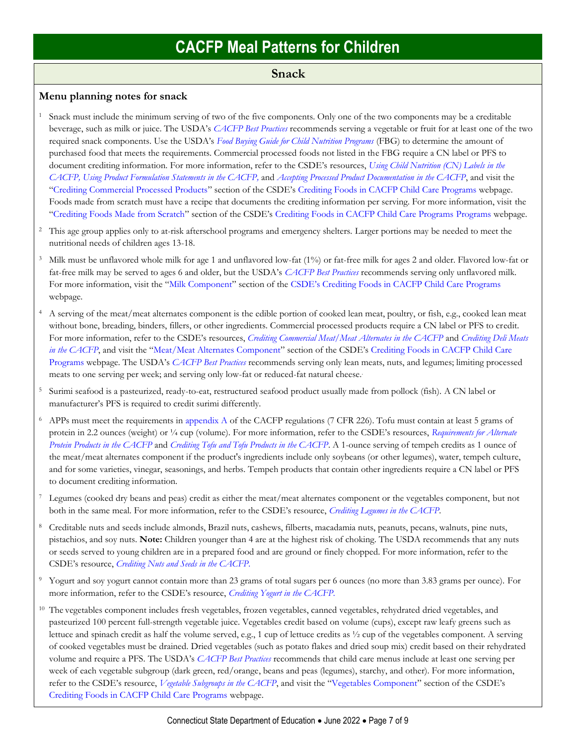# CACFP Meal Patterns for Children

## Snack

### Menu planning notes for snack

1. Snack must include the minimum serving of two of the five components. Only one of the two components may be a creditable beverage, such as milk or juice. The USDA's *CACFP Best Practices* recommends serving a vegetable or fruit for at least one of the two required snack components. Use the USDA's *Food Buying Guide for Child Nutrition Programs* (FBG) to determine the amount of purchased food that meets the requirements. Commercial processed foods not listed in the FBG require a CN label or PFS to document crediting information. For more information, refer to the CSDE's resources, *Using Child Nutrition (CN) Labels in the CACFP, Using Product Formulation Statements in the CACFP,* and *Accepting Processed Product Documentation in the CACFP*, and visit the "Crediting Commercial Processed Products" section of the CSDE's Crediting Foods in CACFP Child Care Programs webpage. Foods made from scratch must have a recipe that documents the crediting information per serving. For more information, visit the "Crediting Foods Made from Scratch" section of the CSDE's Crediting Foods in CACFP Child Care Programs Programs webpage.

2. This age group applies only to at-risk afterschool programs and emergency shelters. Larger portions may be needed to meet the nutritional needs of children ages 13-18.

3. Milk must be unflavored whole milk for age 1 and unflavored low-fat (1%) or fat-free milk for ages 2 and older. Flavored low-fat or fat-free milk may be served to ages 6 and older, but the USDA's *CACFP Best Practices* recommends serving only unflavored milk. For more information, visit the "Milk Component" section of the CSDE's Crediting Foods in CACFP Child Care Programs webpage.

4. A serving of the meat/meat alternates component is the edible portion of cooked lean meat, poultry, or fish, e.g., cooked lean meat without bone, breading, binders, fillers, or other ingredients. Commercial processed products require a CN label or PFS to credit. For more information, refer to the CSDE's resources, *Crediting Commercial Meat/Meat Alternates in the CACFP* and *Crediting Deli Meats in the CACFP*, and visit the "Meat/Meat Alternates Component" section of the CSDE's Crediting Foods in CACFP Child Care Programs webpage. The USDA's *CACFP Best Practices* recommends serving only lean meats, nuts, and legumes; limiting processed meats to one serving per week; and serving only low-fat or reduced-fat natural cheese.

5. Surimi seafood is a pasteurized, ready-to-eat, restructured seafood product usually made from pollock (fish). A CN label or manufacturer's PFS is required to credit surimi differently.

6. APPs must meet the requirements in appendix A of the CACFP regulations (7 CFR 226). Tofu must contain at least 5 grams of protein in 2.2 ounces (weight) or ¼ cup (volume). For more information, refer to the CSDE's resources, *Requirements for Alternate Protein Products in the CACFP* and *Crediting Tofu and Tofu Products in the CACFP*. A 1-ounce serving of tempeh credits as 1 ounce of the meat/meat alternates component if the product's ingredients include only soybeans (or other legumes), water, tempeh culture, and for some varieties, vinegar, seasonings, and herbs. Tempeh products that contain other ingredients require a CN label or PFS to document crediting information.

7. Legumes (cooked dry beans and peas) credit as either the meat/meat alternates component or the vegetables component, but not both in the same meal. For more information, refer to the CSDE's resource, *Crediting Legumes in the CACFP*.

8. Creditable nuts and seeds include almonds, Brazil nuts, cashews, filberts, macadamia nuts, peanuts, pecans, walnuts, pine nuts, pistachios, and soy nuts. **Note:** Children younger than 4 are at the highest risk of choking. The USDA recommends that any nuts or seeds served to young children are in a prepared food and are ground or finely chopped. For more information, refer to the CSDE's resource, *Crediting Nuts and Seeds in the CACFP*.

9. Yogurt and soy yogurt cannot contain more than 23 grams of total sugars per 6 ounces (no more than 3.83 grams per ounce). For more information, refer to the CSDE's resource, *Crediting Yogurt in the CACFP*.

10. The vegetables component includes fresh vegetables, frozen vegetables, canned vegetables, rehydrated dried vegetables, and pasteurized 100 percent full-strength vegetable juice. Vegetables credit based on volume (cups), except raw leafy greens such as lettuce and spinach credit as half the volume served, e.g., 1 cup of lettuce credits as ½ cup of the vegetables component. A serving of cooked vegetables must be drained. Dried vegetables (such as potato flakes and dried soup mix) credit based on their rehydrated volume and require a PFS. The USDA's *CACFP Best Practices* recommends that child care menus include at least one serving per week of each vegetable subgroup (dark green, red/orange, beans and peas (legumes), starchy, and other). For more information, refer to the CSDE's resource, *Vegetable Subgroups in the CACFP*, and visit the "Vegetables Component" section of the CSDE's Crediting Foods in CACFP Child Care Programs webpage.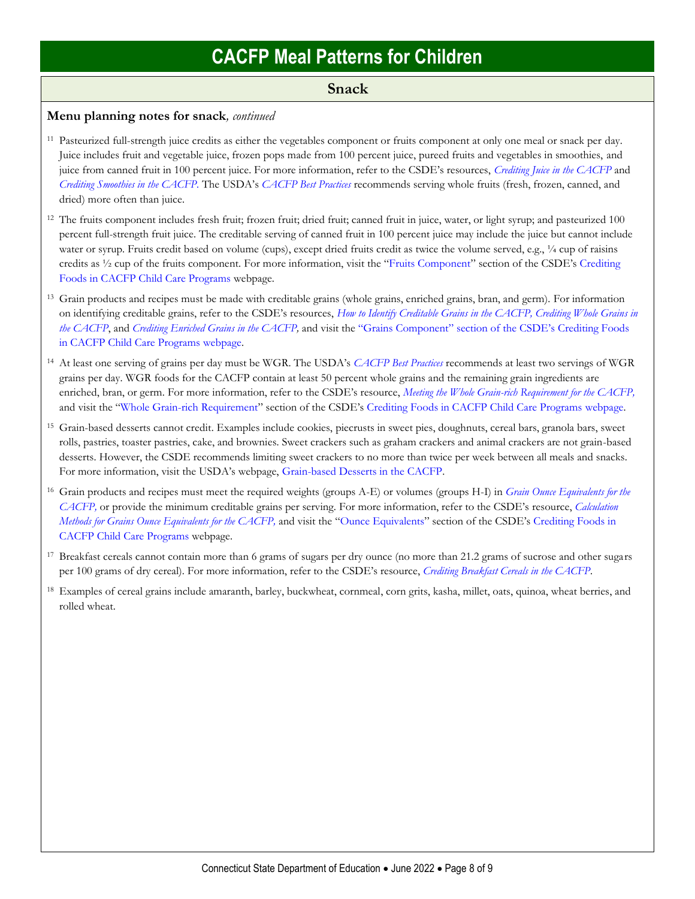# CACFP Meal Patterns for Children

## Snack

**Menu planning notes for snack**, *continued*

[11] Pasteurized full-strength juice credits as either the vegetables component or fruits component at only one meal or snack per day. Juice includes fruit and vegetable juice, frozen pops made from 100 percent juice, pureed fruits and vegetables in smoothies, and juice from canned fruit in 100 percent juice. For more information, refer to the CSDE's resources, *Crediting Juice in the CACFP* and *Crediting Smoothies in the CACFP.* The USDA's *CACFP Best Practices* recommends serving whole fruits (fresh, frozen, canned, and dried) more often than juice.

[12] The fruits component includes fresh fruit; frozen fruit; dried fruit; canned fruit in juice, water, or light syrup; and pasteurized 100 percent full-strength fruit juice. The creditable serving of canned fruit in 100 percent juice may include the juice but cannot include water or syrup. Fruits credit based on volume (cups), except dried fruits credit as twice the volume served, e.g., ¼ cup of raisins credits as ½ cup of the fruits component. For more information, visit the "Fruits Component" section of the CSDE's Crediting Foods in CACFP Child Care Programs webpage.

[13] Grain products and recipes must be made with creditable grains (whole grains, enriched grains, bran, and germ). For information on identifying creditable grains, refer to the CSDE's resources, *How to Identify Creditable Grains in the CACFP, Crediting Whole Grains in the CACFP*, and *Crediting Enriched Grains in the CACFP,* and visit the "Grains Component" section of the CSDE's Crediting Foods in CACFP Child Care Programs webpage.

[14] At least one serving of grains per day must be WGR. The USDA's *CACFP Best Practices* recommends at least two servings of WGR grains per day. WGR foods for the CACFP contain at least 50 percent whole grains and the remaining grain ingredients are enriched, bran, or germ. For more information, refer to the CSDE's resource, *Meeting the Whole Grain-rich Requirement for the CACFP,* and visit the "Whole Grain-rich Requirement" section of the CSDE's Crediting Foods in CACFP Child Care Programs webpage.

[15] Grain-based desserts cannot credit. Examples include cookies, piecrusts in sweet pies, doughnuts, cereal bars, granola bars, sweet rolls, pastries, toaster pastries, cake, and brownies. Sweet crackers such as graham crackers and animal crackers are not grain-based desserts. However, the CSDE recommends limiting sweet crackers to no more than twice per week between all meals and snacks. For more information, visit the USDA's webpage, Grain-based Desserts in the CACFP.

[16] Grain products and recipes must meet the required weights (groups A-E) or volumes (groups H-I) in *Grain Ounce Equivalents for the CACFP,* or provide the minimum creditable grains per serving. For more information, refer to the CSDE's resource, *Calculation Methods for Grains Ounce Equivalents for the CACFP,* and visit the "Ounce Equivalents" section of the CSDE's Crediting Foods in CACFP Child Care Programs webpage.

[17] Breakfast cereals cannot contain more than 6 grams of sugars per dry ounce (no more than 21.2 grams of sucrose and other sugars per 100 grams of dry cereal). For more information, refer to the CSDE's resource, *Crediting Breakfast Cereals in the CACFP.*

[18] Examples of cereal grains include amaranth, barley, buckwheat, cornmeal, corn grits, kasha, millet, oats, quinoa, wheat berries, and rolled wheat.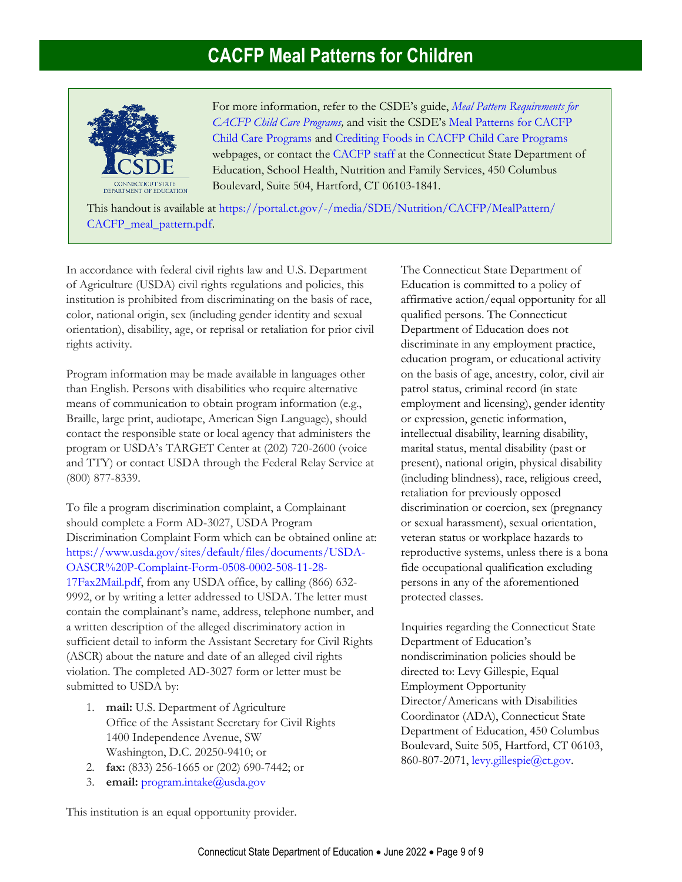# CACFP Meal Patterns for Children

For more information, refer to the CSDE's guide, *Meal Pattern Requirements for CACFP Child Care Programs,* and visit the CSDE's Meal Patterns for CACFP Child Care Programs and Crediting Foods in CACFP Child Care Programs webpages, or contact the CACFP staff at the Connecticut State Department of Education, School Health, Nutrition and Family Services, 450 Columbus Boulevard, Suite 504, Hartford, CT 06103-1841.

This handout is available at https://portal.ct.gov/-/media/SDE/Nutrition/CACFP/MealPattern/CACFP_meal_pattern.pdf.

In accordance with federal civil rights law and U.S. Department of Agriculture (USDA) civil rights regulations and policies, this institution is prohibited from discriminating on the basis of race, color, national origin, sex (including gender identity and sexual orientation), disability, age, or reprisal or retaliation for prior civil rights activity.

Program information may be made available in languages other than English. Persons with disabilities who require alternative means of communication to obtain program information (e.g., Braille, large print, audiotape, American Sign Language), should contact the responsible state or local agency that administers the program or USDA's TARGET Center at (202) 720-2600 (voice and TTY) or contact USDA through the Federal Relay Service at (800) 877-8339.

To file a program discrimination complaint, a Complainant should complete a Form AD-3027, USDA Program Discrimination Complaint Form which can be obtained online at: https://www.usda.gov/sites/default/files/documents/USDA-OASCR%20P-Complaint-Form-0508-0002-508-11-28-17Fax2Mail.pdf, from any USDA office, by calling (866) 632-9992, or by writing a letter addressed to USDA. The letter must contain the complainant's name, address, telephone number, and a written description of the alleged discriminatory action in sufficient detail to inform the Assistant Secretary for Civil Rights (ASCR) about the nature and date of an alleged civil rights violation. The completed AD-3027 form or letter must be submitted to USDA by:

1. **mail:** U.S. Department of Agriculture
   Office of the Assistant Secretary for Civil Rights
   1400 Independence Avenue, SW
   Washington, D.C. 20250-9410; or
2. **fax:** (833) 256-1665 or (202) 690-7442; or
3. **email:** program.intake@usda.gov

This institution is an equal opportunity provider.

The Connecticut State Department of Education is committed to a policy of affirmative action/equal opportunity for all qualified persons. The Connecticut Department of Education does not discriminate in any employment practice, education program, or educational activity on the basis of age, ancestry, color, civil air patrol status, criminal record (in state employment and licensing), gender identity or expression, genetic information, intellectual disability, learning disability, marital status, mental disability (past or present), national origin, physical disability (including blindness), race, religious creed, retaliation for previously opposed discrimination or coercion, sex (pregnancy or sexual harassment), sexual orientation, veteran status or workplace hazards to reproductive systems, unless there is a bona fide occupational qualification excluding persons in any of the aforementioned protected classes.

Inquiries regarding the Connecticut State Department of Education's nondiscrimination policies should be directed to: Levy Gillespie, Equal Employment Opportunity Director/Americans with Disabilities Coordinator (ADA), Connecticut State Department of Education, 450 Columbus Boulevard, Suite 505, Hartford, CT 06103, 860-807-2071, levy.gillespie@ct.gov.